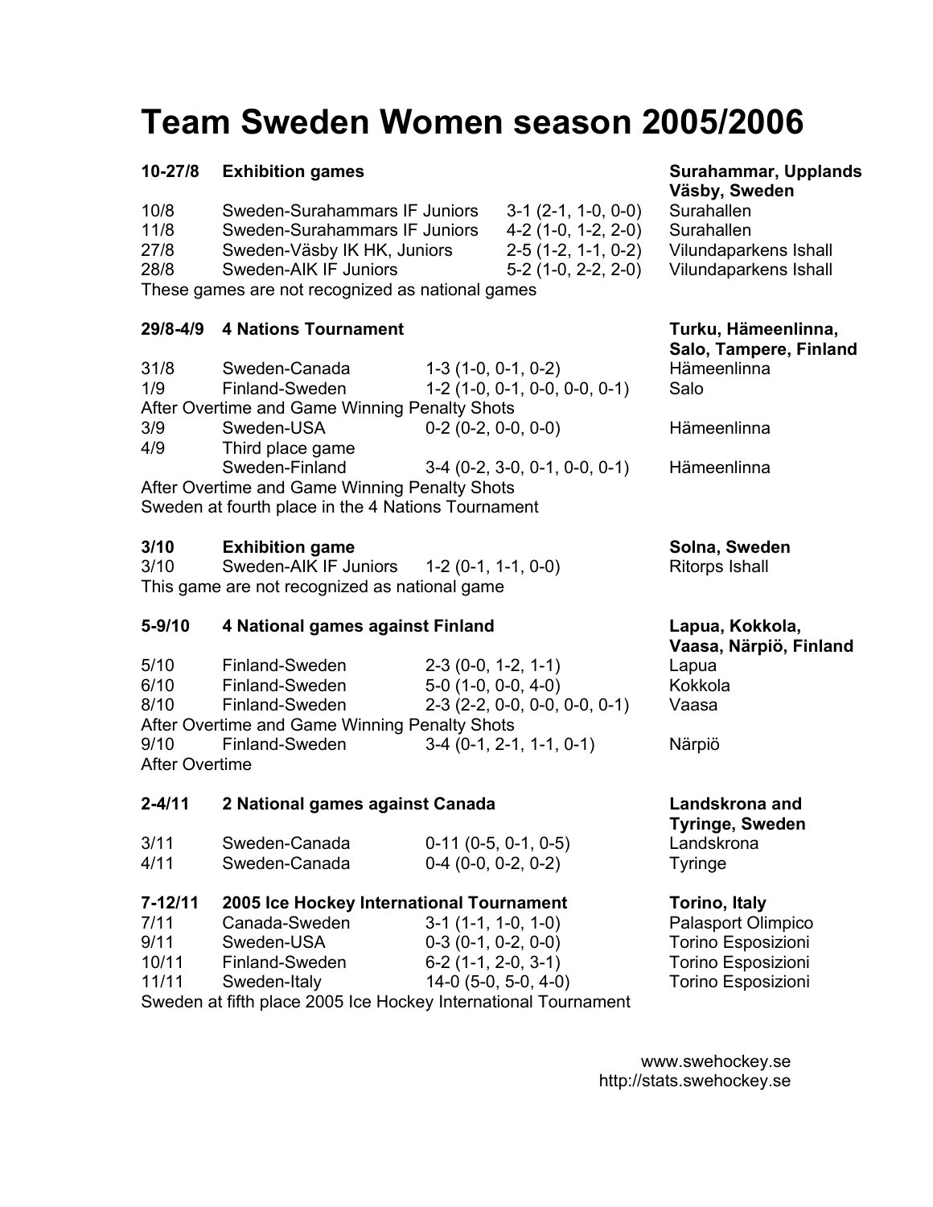# Team Sweden Women season 2005/2006

**10-27/8 Exhibition games** — **Surahammar, Upplands Väsby, Sweden**

| Date | Game | Result | Venue |
|---|---|---|---|
| 10/8 | Sweden-Surahammars IF Juniors | 3-1 (2-1, 1-0, 0-0) | Surahallen |
| 11/8 | Sweden-Surahammars IF Juniors | 4-2 (1-0, 1-2, 2-0) | Surahallen |
| 27/8 | Sweden-Väsby IK HK, Juniors | 2-5 (1-2, 1-1, 0-2) | Vilundaparkens Ishall |
| 28/8 | Sweden-AIK IF Juniors | 5-2 (1-0, 2-2, 2-0) | Vilundaparkens Ishall |

These games are not recognized as national games

**29/8-4/9 4 Nations Tournament** — **Turku, Hämeenlinna, Salo, Tampere, Finland**

| Date | Game | Result | Venue |
|---|---|---|---|
| 31/8 | Sweden-Canada | 1-3 (1-0, 0-1, 0-2) | Hämeenlinna |
| 1/9 | Finland-Sweden | 1-2 (1-0, 0-1, 0-0, 0-0, 0-1) | Salo |

After Overtime and Game Winning Penalty Shots

| Date | Game | Result | Venue |
|---|---|---|---|
| 3/9 | Sweden-USA | 0-2 (0-2, 0-0, 0-0) | Hämeenlinna |
| 4/9 | Third place game | | |
| | Sweden-Finland | 3-4 (0-2, 3-0, 0-1, 0-0, 0-1) | Hämeenlinna |

After Overtime and Game Winning Penalty Shots

Sweden at fourth place in the 4 Nations Tournament

**3/10 Exhibition game** — **Solna, Sweden**

| Date | Game | Result | Venue |
|---|---|---|---|
| 3/10 | Sweden-AIK IF Juniors | 1-2 (0-1, 1-1, 0-0) | Ritorps Ishall |

This game are not recognized as national game

**5-9/10 4 National games against Finland** — **Lapua, Kokkola, Vaasa, Närpiö, Finland**

| Date | Game | Result | Venue |
|---|---|---|---|
| 5/10 | Finland-Sweden | 2-3 (0-0, 1-2, 1-1) | Lapua |
| 6/10 | Finland-Sweden | 5-0 (1-0, 0-0, 4-0) | Kokkola |
| 8/10 | Finland-Sweden | 2-3 (2-2, 0-0, 0-0, 0-0, 0-1) | Vaasa |

After Overtime and Game Winning Penalty Shots

| Date | Game | Result | Venue |
|---|---|---|---|
| 9/10 | Finland-Sweden | 3-4 (0-1, 2-1, 1-1, 0-1) | Närpiö |

After Overtime

**2-4/11 2 National games against Canada** — **Landskrona and Tyringe, Sweden**

| Date | Game | Result | Venue |
|---|---|---|---|
| 3/11 | Sweden-Canada | 0-11 (0-5, 0-1, 0-5) | Landskrona |
| 4/11 | Sweden-Canada | 0-4 (0-0, 0-2, 0-2) | Tyringe |

**7-12/11 2005 Ice Hockey International Tournament** — **Torino, Italy**

| Date | Game | Result | Venue |
|---|---|---|---|
| 7/11 | Canada-Sweden | 3-1 (1-1, 1-0, 1-0) | Palasport Olimpico |
| 9/11 | Sweden-USA | 0-3 (0-1, 0-2, 0-0) | Torino Esposizioni |
| 10/11 | Finland-Sweden | 6-2 (1-1, 2-0, 3-1) | Torino Esposizioni |
| 11/11 | Sweden-Italy | 14-0 (5-0, 5-0, 4-0) | Torino Esposizioni |

Sweden at fifth place 2005 Ice Hockey International Tournament

www.swehockey.se
http://stats.swehockey.se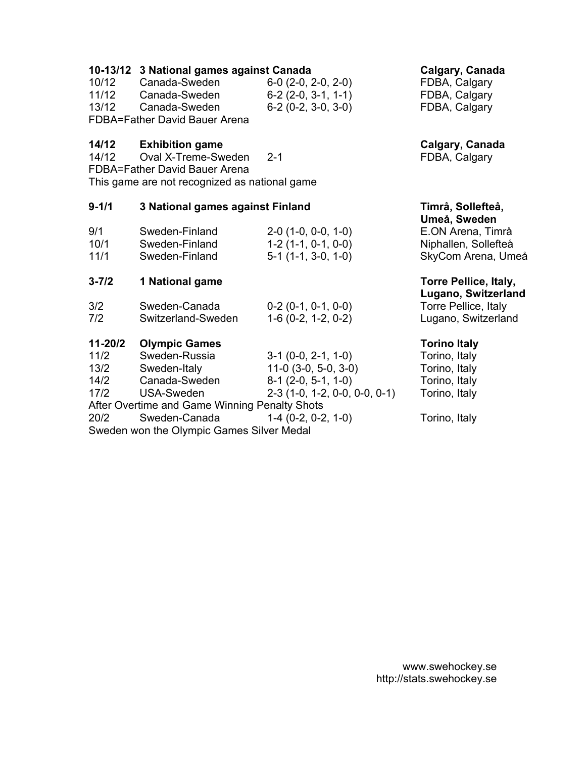**10-13/12 3 National games against Canada** **Calgary, Canada**

| | | | |
|---|---|---|---|
| 10/12 | Canada-Sweden | 6-0 (2-0, 2-0, 2-0) | FDBA, Calgary |
| 11/12 | Canada-Sweden | 6-2 (2-0, 3-1, 1-1) | FDBA, Calgary |
| 13/12 | Canada-Sweden | 6-2 (0-2, 3-0, 3-0) | FDBA, Calgary |

FDBA=Father David Bauer Arena

**14/12 Exhibition game** **Calgary, Canada**

| | | | |
|---|---|---|---|
| 14/12 | Oval X-Treme-Sweden | 2-1 | FDBA, Calgary |

FDBA=Father David Bauer Arena
This game are not recognized as national game

**9-1/1 3 National games against Finland** **Timrå, Sollefteå, Umeå, Sweden**

| | | | |
|---|---|---|---|
| 9/1 | Sweden-Finland | 2-0 (1-0, 0-0, 1-0) | E.ON Arena, Timrå |
| 10/1 | Sweden-Finland | 1-2 (1-1, 0-1, 0-0) | Niphallen, Sollefteå |
| 11/1 | Sweden-Finland | 5-1 (1-1, 3-0, 1-0) | SkyCom Arena, Umeå |

**3-7/2 1 National game** **Torre Pellice, Italy, Lugano, Switzerland**

| | | | |
|---|---|---|---|
| 3/2 | Sweden-Canada | 0-2 (0-1, 0-1, 0-0) | Torre Pellice, Italy |
| 7/2 | Switzerland-Sweden | 1-6 (0-2, 1-2, 0-2) | Lugano, Switzerland |

**11-20/2 Olympic Games** **Torino Italy**

| | | | |
|---|---|---|---|
| 11/2 | Sweden-Russia | 3-1 (0-0, 2-1, 1-0) | Torino, Italy |
| 13/2 | Sweden-Italy | 11-0 (3-0, 5-0, 3-0) | Torino, Italy |
| 14/2 | Canada-Sweden | 8-1 (2-0, 5-1, 1-0) | Torino, Italy |
| 17/2 | USA-Sweden | 2-3 (1-0, 1-2, 0-0, 0-0, 0-1) | Torino, Italy |

After Overtime and Game Winning Penalty Shots

| | | | |
|---|---|---|---|
| 20/2 | Sweden-Canada | 1-4 (0-2, 0-2, 1-0) | Torino, Italy |

Sweden won the Olympic Games Silver Medal

www.swehockey.se
http://stats.swehockey.se